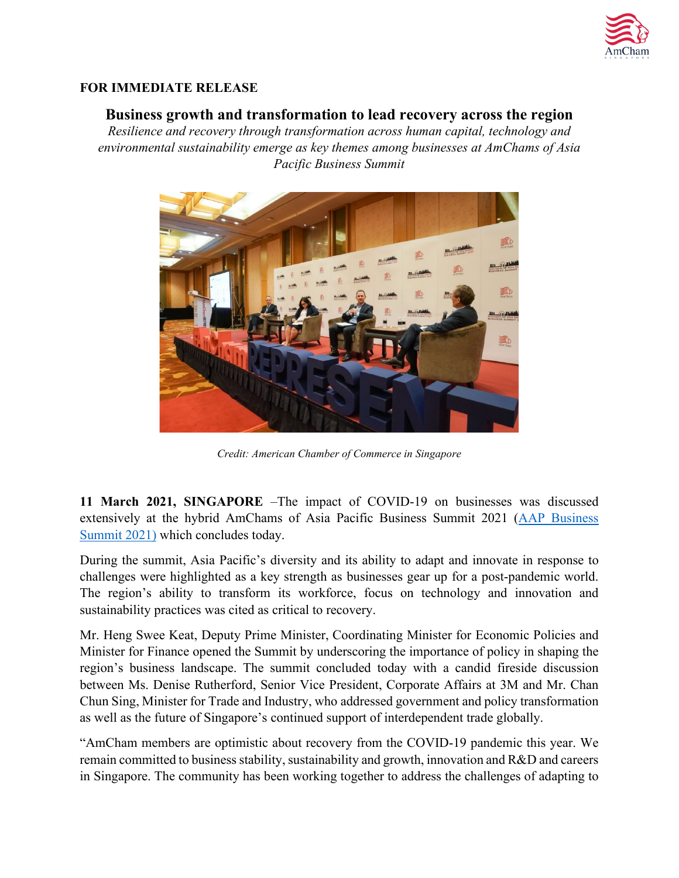**FOR IMMEDIATE RELEASE**

# Business growth and transformation to lead recovery across the region

*Resilience and recovery through transformation across human capital, technology and environmental sustainability emerge as key themes among businesses at AmChams of Asia Pacific Business Summit*

*Credit: American Chamber of Commerce in Singapore*

**11 March 2021, SINGAPORE** –The impact of COVID-19 on businesses was discussed extensively at the hybrid AmChams of Asia Pacific Business Summit 2021 (AAP Business Summit 2021) which concludes today.

During the summit, Asia Pacific's diversity and its ability to adapt and innovate in response to challenges were highlighted as a key strength as businesses gear up for a post-pandemic world. The region's ability to transform its workforce, focus on technology and innovation and sustainability practices was cited as critical to recovery.

Mr. Heng Swee Keat, Deputy Prime Minister, Coordinating Minister for Economic Policies and Minister for Finance opened the Summit by underscoring the importance of policy in shaping the region's business landscape. The summit concluded today with a candid fireside discussion between Ms. Denise Rutherford, Senior Vice President, Corporate Affairs at 3M and Mr. Chan Chun Sing, Minister for Trade and Industry, who addressed government and policy transformation as well as the future of Singapore's continued support of interdependent trade globally.

"AmCham members are optimistic about recovery from the COVID-19 pandemic this year. We remain committed to business stability, sustainability and growth, innovation and R&D and careers in Singapore. The community has been working together to address the challenges of adapting to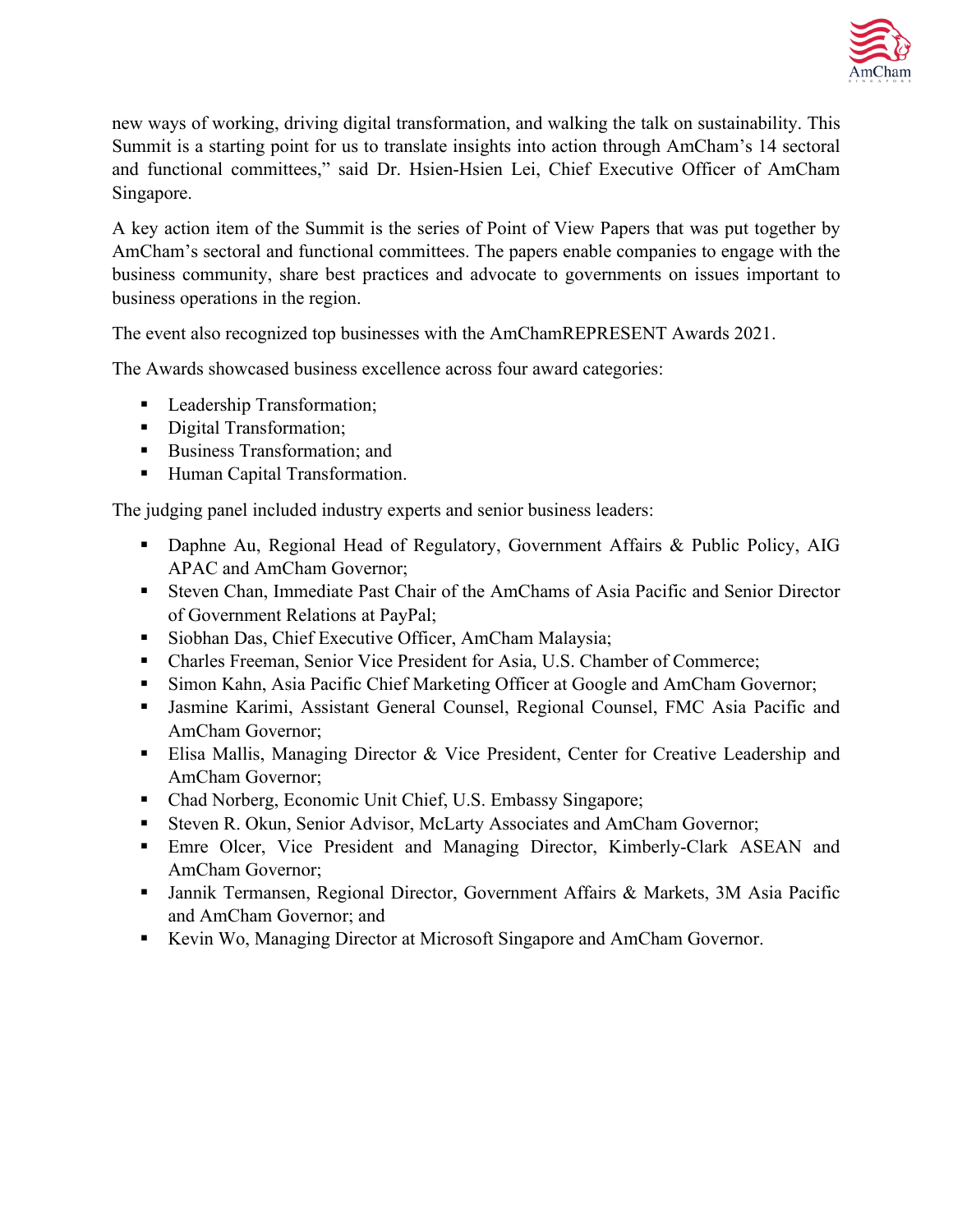new ways of working, driving digital transformation, and walking the talk on sustainability. This Summit is a starting point for us to translate insights into action through AmCham's 14 sectoral and functional committees," said Dr. Hsien-Hsien Lei, Chief Executive Officer of AmCham Singapore.

A key action item of the Summit is the series of Point of View Papers that was put together by AmCham's sectoral and functional committees. The papers enable companies to engage with the business community, share best practices and advocate to governments on issues important to business operations in the region.

The event also recognized top businesses with the AmChamREPRESENT Awards 2021.

The Awards showcased business excellence across four award categories:

- Leadership Transformation;
- Digital Transformation;
- Business Transformation; and
- Human Capital Transformation.

The judging panel included industry experts and senior business leaders:

- Daphne Au, Regional Head of Regulatory, Government Affairs & Public Policy, AIG APAC and AmCham Governor;
- Steven Chan, Immediate Past Chair of the AmChams of Asia Pacific and Senior Director of Government Relations at PayPal;
- Siobhan Das, Chief Executive Officer, AmCham Malaysia;
- Charles Freeman, Senior Vice President for Asia, U.S. Chamber of Commerce;
- Simon Kahn, Asia Pacific Chief Marketing Officer at Google and AmCham Governor;
- Jasmine Karimi, Assistant General Counsel, Regional Counsel, FMC Asia Pacific and AmCham Governor;
- Elisa Mallis, Managing Director & Vice President, Center for Creative Leadership and AmCham Governor;
- Chad Norberg, Economic Unit Chief, U.S. Embassy Singapore;
- Steven R. Okun, Senior Advisor, McLarty Associates and AmCham Governor;
- Emre Olcer, Vice President and Managing Director, Kimberly-Clark ASEAN and AmCham Governor;
- Jannik Termansen, Regional Director, Government Affairs & Markets, 3M Asia Pacific and AmCham Governor; and
- Kevin Wo, Managing Director at Microsoft Singapore and AmCham Governor.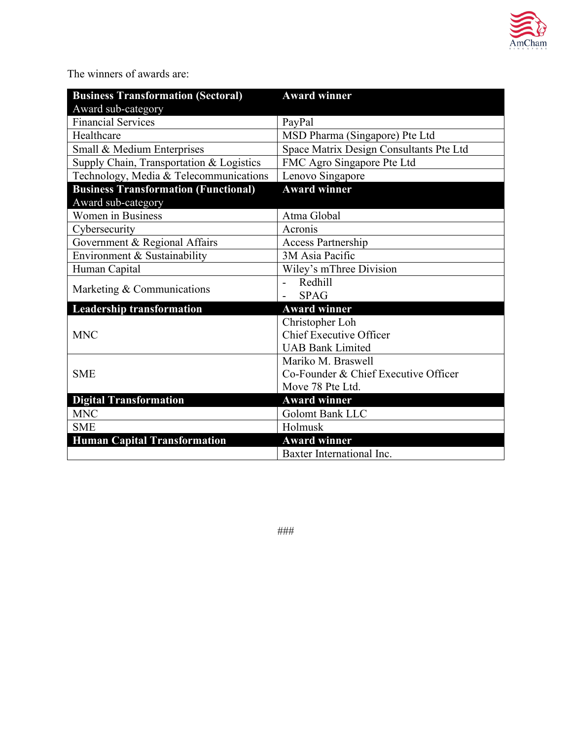The winners of awards are:

| **Business Transformation (Sectoral)** Award sub-category | **Award winner** |
|---|---|
| Financial Services | PayPal |
| Healthcare | MSD Pharma (Singapore) Pte Ltd |
| Small & Medium Enterprises | Space Matrix Design Consultants Pte Ltd |
| Supply Chain, Transportation & Logistics | FMC Agro Singapore Pte Ltd |
| Technology, Media & Telecommunications | Lenovo Singapore |
| **Business Transformation (Functional)** Award sub-category | **Award winner** |
| Women in Business | Atma Global |
| Cybersecurity | Acronis |
| Government & Regional Affairs | Access Partnership |
| Environment & Sustainability | 3M Asia Pacific |
| Human Capital | Wiley's mThree Division |
| Marketing & Communications | - Redhill<br>- SPAG |
| **Leadership transformation** | **Award winner** |
| MNC | Christopher Loh<br>Chief Executive Officer<br>UAB Bank Limited |
| SME | Mariko M. Braswell<br>Co-Founder & Chief Executive Officer<br>Move 78 Pte Ltd. |
| **Digital Transformation** | **Award winner** |
| MNC | Golomt Bank LLC |
| SME | Holmusk |
| **Human Capital Transformation** | **Award winner** |
| | Baxter International Inc. |

###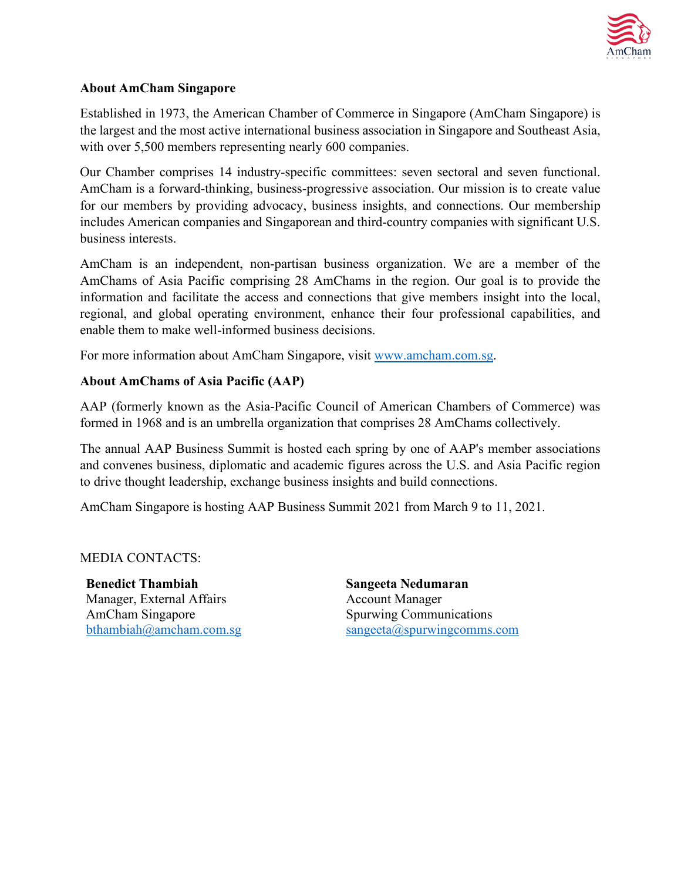**About AmCham Singapore**

Established in 1973, the American Chamber of Commerce in Singapore (AmCham Singapore) is the largest and the most active international business association in Singapore and Southeast Asia, with over 5,500 members representing nearly 600 companies.

Our Chamber comprises 14 industry-specific committees: seven sectoral and seven functional. AmCham is a forward-thinking, business-progressive association. Our mission is to create value for our members by providing advocacy, business insights, and connections. Our membership includes American companies and Singaporean and third-country companies with significant U.S. business interests.

AmCham is an independent, non-partisan business organization. We are a member of the AmChams of Asia Pacific comprising 28 AmChams in the region. Our goal is to provide the information and facilitate the access and connections that give members insight into the local, regional, and global operating environment, enhance their four professional capabilities, and enable them to make well-informed business decisions.

For more information about AmCham Singapore, visit www.amcham.com.sg.

**About AmChams of Asia Pacific (AAP)**

AAP (formerly known as the Asia-Pacific Council of American Chambers of Commerce) was formed in 1968 and is an umbrella organization that comprises 28 AmChams collectively.

The annual AAP Business Summit is hosted each spring by one of AAP's member associations and convenes business, diplomatic and academic figures across the U.S. and Asia Pacific region to drive thought leadership, exchange business insights and build connections.

AmCham Singapore is hosting AAP Business Summit 2021 from March 9 to 11, 2021.

MEDIA CONTACTS:

**Benedict Thambiah**
Manager, External Affairs
AmCham Singapore
bthambiah@amcham.com.sg

**Sangeeta Nedumaran**
Account Manager
Spurwing Communications
sangeeta@spurwingcomms.com